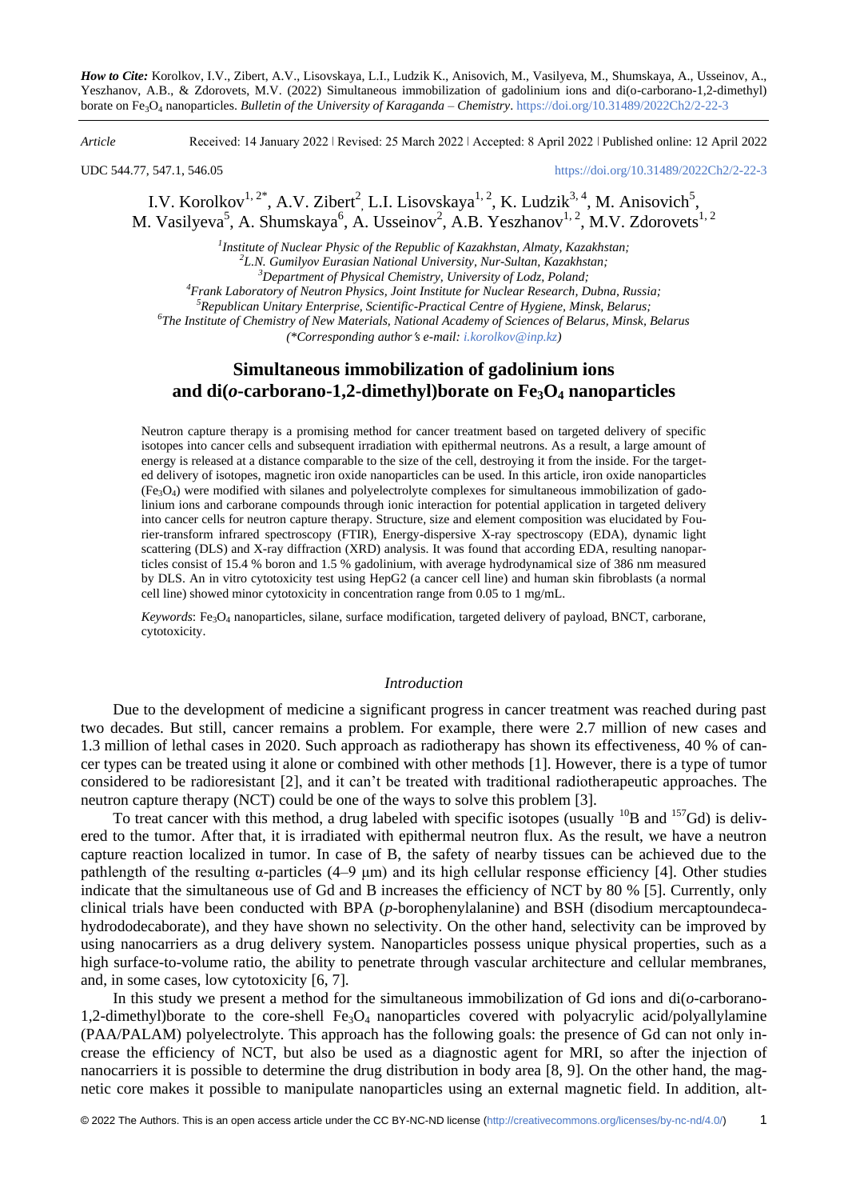***How to Cite:*** Korolkov, I.V., Zibert, A.V., Lisovskaya, L.I., Ludzik K., Anisovich, M., Vasilyeva, M., Shumskaya, A., Usseinov, A., Yeszhanov, A.B., & Zdorovets, M.V. (2022) Simultaneous immobilization of gadolinium ions and di(o-carborano-1,2-dimethyl) borate on $Fe_3O_4$ nanoparticles. *Bulletin of the University of Karaganda – Chemistry*. https://doi.org/10.31489/2022Ch2/2-22-3

*Article* Received: 14 January 2022 | Revised: 25 March 2022 | Accepted: 8 April 2022 | Published online: 12 April 2022

UDC 544.77, 547.1, 546.05 https://doi.org/10.31489/2022Ch2/2-22-3

I.V. Korolkov[1, 2*], A.V. Zibert[2], L.I. Lisovskaya[1, 2], K. Ludzik[3, 4], M. Anisovich[5], M. Vasilyeva[5], A. Shumskaya[6], A. Usseinov[2], A.B. Yeszhanov[1, 2], M.V. Zdorovets[1, 2]

[1]*Institute of Nuclear Physic of the Republic of Kazakhstan, Almaty, Kazakhstan;*
[2]*L.N. Gumilyov Eurasian National University, Nur-Sultan, Kazakhstan;*
[3]*Department of Physical Chemistry, University of Lodz, Poland;*
[4]*Frank Laboratory of Neutron Physics, Joint Institute for Nuclear Research, Dubna, Russia;*
[5]*Republican Unitary Enterprise, Scientific-Practical Centre of Hygiene, Minsk, Belarus;*
[6]*The Institute of Chemistry of New Materials, National Academy of Sciences of Belarus, Minsk, Belarus*
*(\*Corresponding author's e-mail: i.korolkov@inp.kz)*

# Simultaneous immobilization of gadolinium ions and di(*o*-carborano-1,2-dimethyl)borate on $Fe_3O_4$ nanoparticles

Neutron capture therapy is a promising method for cancer treatment based on targeted delivery of specific isotopes into cancer cells and subsequent irradiation with epithermal neutrons. As a result, a large amount of energy is released at a distance comparable to the size of the cell, destroying it from the inside. For the targeted delivery of isotopes, magnetic iron oxide nanoparticles can be used. In this article, iron oxide nanoparticles ($Fe_3O_4$) were modified with silanes and polyelectrolyte complexes for simultaneous immobilization of gadolinium ions and carborane compounds through ionic interaction for potential application in targeted delivery into cancer cells for neutron capture therapy. Structure, size and element composition was elucidated by Fourier-transform infrared spectroscopy (FTIR), Energy-dispersive X-ray spectroscopy (EDA), dynamic light scattering (DLS) and X-ray diffraction (XRD) analysis. It was found that according EDA, resulting nanoparticles consist of 15.4 % boron and 1.5 % gadolinium, with average hydrodynamical size of 386 nm measured by DLS. An in vitro cytotoxicity test using HepG2 (a cancer cell line) and human skin fibroblasts (a normal cell line) showed minor cytotoxicity in concentration range from 0.05 to 1 mg/mL.

*Keywords*: $Fe_3O_4$ nanoparticles, silane, surface modification, targeted delivery of payload, BNCT, carborane, cytotoxicity.

## *Introduction*

Due to the development of medicine a significant progress in cancer treatment was reached during past two decades. But still, cancer remains a problem. For example, there were 2.7 million of new cases and 1.3 million of lethal cases in 2020. Such approach as radiotherapy has shown its effectiveness, 40 % of cancer types can be treated using it alone or combined with other methods [1]. However, there is a type of tumor considered to be radioresistant [2], and it can't be treated with traditional radiotherapeutic approaches. The neutron capture therapy (NCT) could be one of the ways to solve this problem [3].

To treat cancer with this method, a drug labeled with specific isotopes (usually $^{10}B$ and $^{157}Gd$) is delivered to the tumor. After that, it is irradiated with epithermal neutron flux. As the result, we have a neutron capture reaction localized in tumor. In case of B, the safety of nearby tissues can be achieved due to the pathlength of the resulting α-particles (4–9 μm) and its high cellular response efficiency [4]. Other studies indicate that the simultaneous use of Gd and B increases the efficiency of NCT by 80 % [5]. Currently, only clinical trials have been conducted with BPA (*p*-borophenylalanine) and BSH (disodium mercaptoundecahydrododecaborate), and they have shown no selectivity. On the other hand, selectivity can be improved by using nanocarriers as a drug delivery system. Nanoparticles possess unique physical properties, such as a high surface-to-volume ratio, the ability to penetrate through vascular architecture and cellular membranes, and, in some cases, low cytotoxicity [6, 7].

In this study we present a method for the simultaneous immobilization of Gd ions and di(*o*-carborano-1,2-dimethyl)borate to the core-shell $Fe_3O_4$ nanoparticles covered with polyacrylic acid/polyallylamine (PAA/PALAM) polyelectrolyte. This approach has the following goals: the presence of Gd can not only increase the efficiency of NCT, but also be used as a diagnostic agent for MRI, so after the injection of nanocarriers it is possible to determine the drug distribution in body area [8, 9]. On the other hand, the magnetic core makes it possible to manipulate nanoparticles using an external magnetic field. In addition, alt-

© 2022 The Authors. This is an open access article under the CC BY-NC-ND license (http://creativecommons.org/licenses/by-nc-nd/4.0/)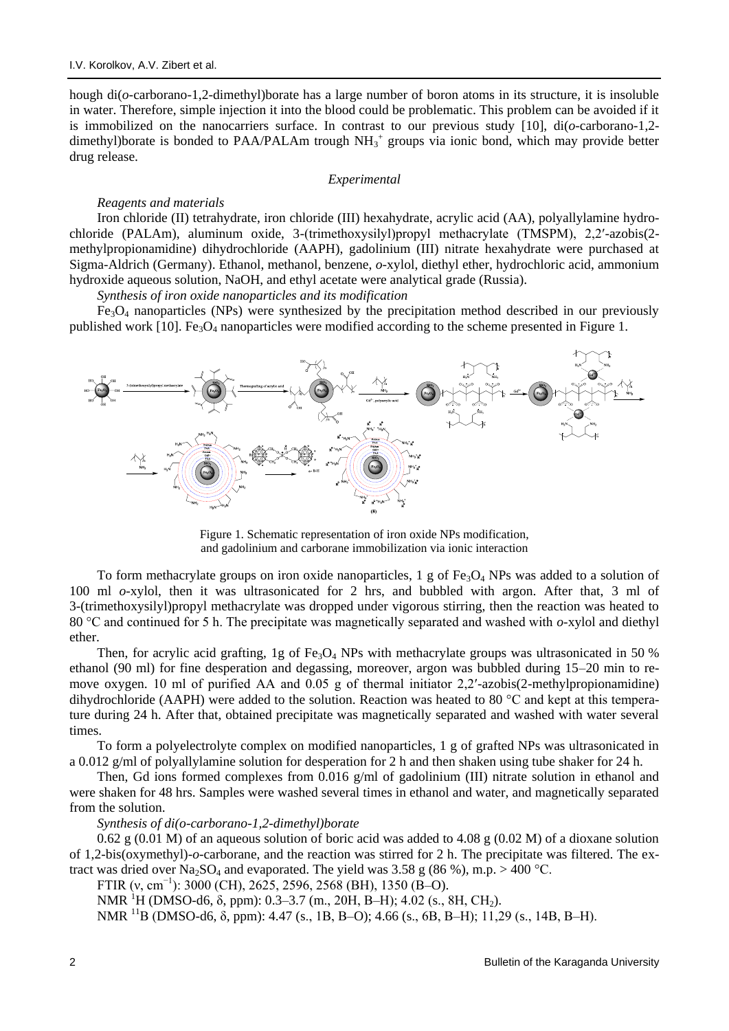hough di(*o*-carborano-1,2-dimethyl)borate has a large number of boron atoms in its structure, it is insoluble in water. Therefore, simple injection it into the blood could be problematic. This problem can be avoided if it is immobilized on the nanocarriers surface. In contrast to our previous study [10], di(*o*-carborano-1,2-dimethyl)borate is bonded to PAA/PALAm trough $NH_3^+$ groups via ionic bond, which may provide better drug release.

## *Experimental*

### *Reagents and materials*

Iron chloride (II) tetrahydrate, iron chloride (III) hexahydrate, acrylic acid (AA), polyallylamine hydrochloride (PALAm), aluminum oxide, 3-(trimethoxysilyl)propyl methacrylate (TMSPM), 2,2′-azobis(2-methylpropionamidine) dihydrochloride (AAPH), gadolinium (III) nitrate hexahydrate were purchased at Sigma-Aldrich (Germany). Ethanol, methanol, benzene, *o*-xylol, diethyl ether, hydrochloric acid, ammonium hydroxide aqueous solution, NaOH, and ethyl acetate were analytical grade (Russia).

### *Synthesis of iron oxide nanoparticles and its modification*

$Fe_3O_4$ nanoparticles (NPs) were synthesized by the precipitation method described in our previously published work [10]. $Fe_3O_4$ nanoparticles were modified according to the scheme presented in Figure 1.

Figure 1. Schematic representation of iron oxide NPs modification, and gadolinium and carborane immobilization via ionic interaction

To form methacrylate groups on iron oxide nanoparticles, 1 g of $Fe_3O_4$ NPs was added to a solution of 100 ml *o*-xylol, then it was ultrasonicated for 2 hrs, and bubbled with argon. After that, 3 ml of 3-(trimethoxysilyl)propyl methacrylate was dropped under vigorous stirring, then the reaction was heated to 80 °C and continued for 5 h. The precipitate was magnetically separated and washed with *o*-xylol and diethyl ether.

Then, for acrylic acid grafting, 1g of $Fe_3O_4$ NPs with methacrylate groups was ultrasonicated in 50 % ethanol (90 ml) for fine desperation and degassing, moreover, argon was bubbled during 15–20 min to remove oxygen. 10 ml of purified AA and 0.05 g of thermal initiator 2,2′-azobis(2-methylpropionamidine) dihydrochloride (AAPH) were added to the solution. Reaction was heated to 80 °C and kept at this temperature during 24 h. After that, obtained precipitate was magnetically separated and washed with water several times.

To form a polyelectrolyte complex on modified nanoparticles, 1 g of grafted NPs was ultrasonicated in a 0.012 g/ml of polyallylamine solution for desperation for 2 h and then shaken using tube shaker for 24 h.

Then, Gd ions formed complexes from 0.016 g/ml of gadolinium (III) nitrate solution in ethanol and were shaken for 48 hrs. Samples were washed several times in ethanol and water, and magnetically separated from the solution.

### *Synthesis of di(o-carborano-1,2-dimethyl)borate*

0.62 g (0.01 M) of an aqueous solution of boric acid was added to 4.08 g (0.02 M) of a dioxane solution of 1,2-bis(oxymethyl)-*o*-carborane, and the reaction was stirred for 2 h. The precipitate was filtered. The extract was dried over $Na_2SO_4$ and evaporated. The yield was 3.58 g (86 %), m.p. > 400 °C.

FTIR (ν, $cm^{-1}$): 3000 (CH), 2625, 2596, 2568 (BH), 1350 (B–O).

NMR $^1H$ (DMSO-d6, δ, ppm): 0.3–3.7 (m., 20H, B–H); 4.02 (s., 8H, $CH_2$).

NMR $^{11}B$ (DMSO-d6, δ, ppm): 4.47 (s., 1B, B–O); 4.66 (s., 6B, B–H); 11,29 (s., 14B, B–H).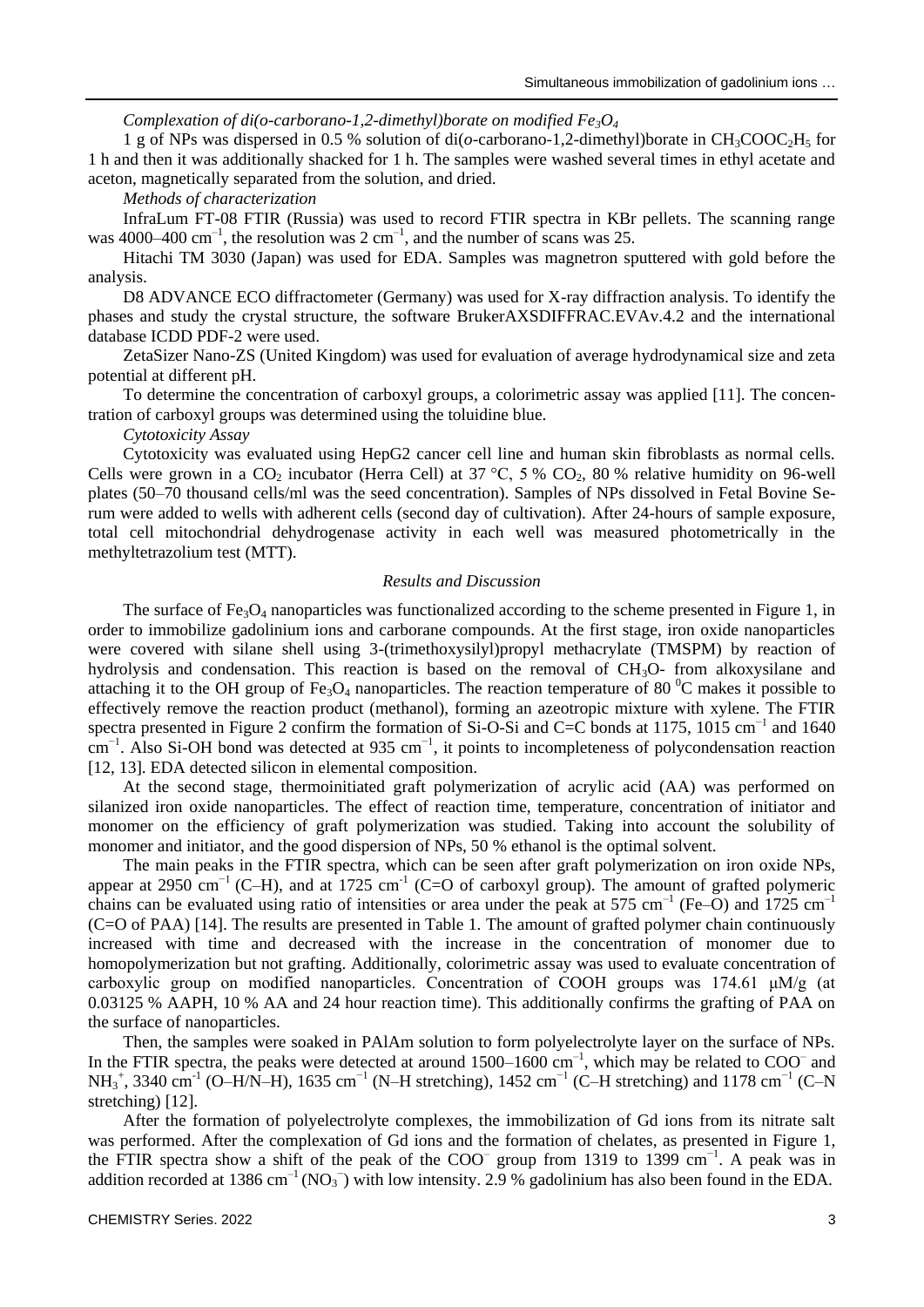*Complexation of di(o-carborano-1,2-dimethyl)borate on modified $Fe_3O_4$*

1 g of NPs was dispersed in 0.5 % solution of di(*o*-carborano-1,2-dimethyl)borate in $CH_3COOC_2H_5$ for 1 h and then it was additionally shacked for 1 h. The samples were washed several times in ethyl acetate and aceton, magnetically separated from the solution, and dried.

*Methods of characterization*

InfraLum FT-08 FTIR (Russia) was used to record FTIR spectra in KBr pellets. The scanning range was 4000–400 cm$^{-1}$, the resolution was 2 cm$^{-1}$, and the number of scans was 25.

Hitachi TM 3030 (Japan) was used for EDA. Samples was magnetron sputtered with gold before the analysis.

D8 ADVANCE ECO diffractometer (Germany) was used for X-ray diffraction analysis. To identify the phases and study the crystal structure, the software BrukerAXSDIFFRAC.EVAv.4.2 and the international database ICDD PDF-2 were used.

ZetaSizer Nano-ZS (United Kingdom) was used for evaluation of average hydrodynamical size and zeta potential at different pH.

To determine the concentration of carboxyl groups, a colorimetric assay was applied [11]. The concentration of carboxyl groups was determined using the toluidine blue.

*Cytotoxicity Assay*

Cytotoxicity was evaluated using HepG2 cancer cell line and human skin fibroblasts as normal cells. Cells were grown in a $CO_2$ incubator (Herra Cell) at 37 °C, 5 % $CO_2$, 80 % relative humidity on 96-well plates (50–70 thousand cells/ml was the seed concentration). Samples of NPs dissolved in Fetal Bovine Serum were added to wells with adherent cells (second day of cultivation). After 24-hours of sample exposure, total cell mitochondrial dehydrogenase activity in each well was measured photometrically in the methyltetrazolium test (MTT).

## *Results and Discussion*

The surface of $Fe_3O_4$ nanoparticles was functionalized according to the scheme presented in Figure 1, in order to immobilize gadolinium ions and carborane compounds. At the first stage, iron oxide nanoparticles were covered with silane shell using 3-(trimethoxysilyl)propyl methacrylate (TMSPM) by reaction of hydrolysis and condensation. This reaction is based on the removal of $CH_3O$- from alkoxysilane and attaching it to the OH group of $Fe_3O_4$ nanoparticles. The reaction temperature of 80 $^0$C makes it possible to effectively remove the reaction product (methanol), forming an azeotropic mixture with xylene. The FTIR spectra presented in Figure 2 confirm the formation of Si-O-Si and C=C bonds at 1175, 1015 cm$^{-1}$ and 1640 cm$^{-1}$. Also Si-OH bond was detected at 935 cm$^{-1}$, it points to incompleteness of polycondensation reaction [12, 13]. EDA detected silicon in elemental composition.

At the second stage, thermoinitiated graft polymerization of acrylic acid (AA) was performed on silanized iron oxide nanoparticles. The effect of reaction time, temperature, concentration of initiator and monomer on the efficiency of graft polymerization was studied. Taking into account the solubility of monomer and initiator, and the good dispersion of NPs, 50 % ethanol is the optimal solvent.

The main peaks in the FTIR spectra, which can be seen after graft polymerization on iron oxide NPs, appear at 2950 cm$^{-1}$ (C–H), and at 1725 cm$^{-1}$ (C=O of carboxyl group). The amount of grafted polymeric chains can be evaluated using ratio of intensities or area under the peak at 575 cm$^{-1}$ (Fe–O) and 1725 cm$^{-1}$ (C=O of PAA) [14]. The results are presented in Table 1. The amount of grafted polymer chain continuously increased with time and decreased with the increase in the concentration of monomer due to homopolymerization but not grafting. Additionally, colorimetric assay was used to evaluate concentration of carboxylic group on modified nanoparticles. Concentration of COOH groups was 174.61 μM/g (at 0.03125 % AAPH, 10 % AA and 24 hour reaction time). This additionally confirms the grafting of PAA on the surface of nanoparticles.

Then, the samples were soaked in PAlAm solution to form polyelectrolyte layer on the surface of NPs. In the FTIR spectra, the peaks were detected at around 1500–1600 cm$^{-1}$, which may be related to $COO^-$ and $NH_3^+$, 3340 cm$^{-1}$ (O–H/N–H), 1635 cm$^{-1}$ (N–H stretching), 1452 cm$^{-1}$ (C–H stretching) and 1178 cm$^{-1}$ (C–N stretching) [12].

After the formation of polyelectrolyte complexes, the immobilization of Gd ions from its nitrate salt was performed. After the complexation of Gd ions and the formation of chelates, as presented in Figure 1, the FTIR spectra show a shift of the peak of the $COO^-$ group from 1319 to 1399 cm$^{-1}$. A peak was in addition recorded at 1386 cm$^{-1}$ ($NO_3^-$) with low intensity. 2.9 % gadolinium has also been found in the EDA.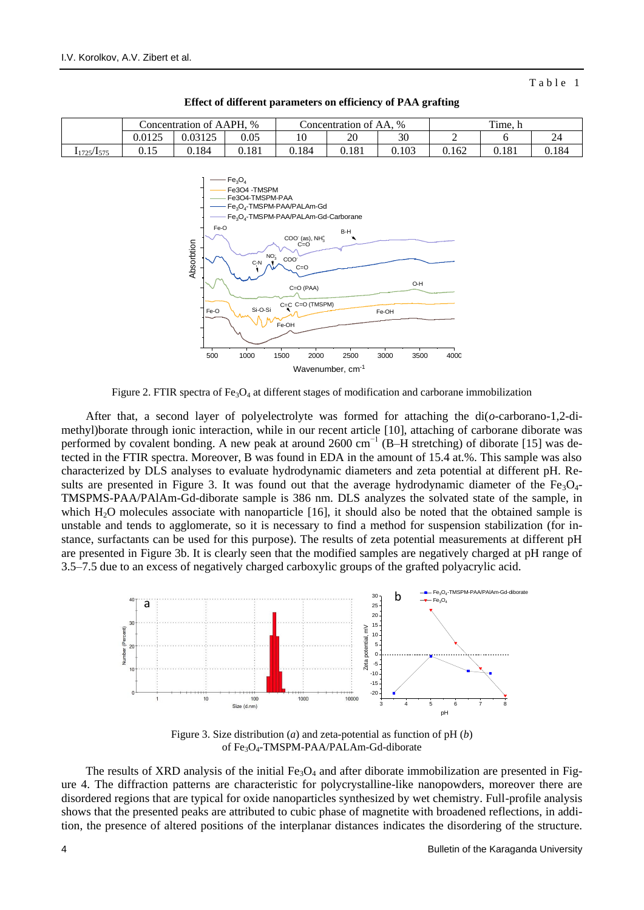Table 1

**Effect of different parameters on efficiency of PAA grafting**

| | Concentration of AAPH, % | | | Concentration of AA, % | | | Time, h | | |
|---|---|---|---|---|---|---|---|---|---|
| | 0.0125 | 0.03125 | 0.05 | 10 | 20 | 30 | 2 | 6 | 24 |
| $I_{1725}/I_{575}$ | 0.15 | 0.184 | 0.181 | 0.184 | 0.181 | 0.103 | 0.162 | 0.181 | 0.184 |

Figure 2. FTIR spectra of $Fe_3O_4$ at different stages of modification and carborane immobilization

After that, a second layer of polyelectrolyte was formed for attaching the di(*o*-carborano-1,2-dimethyl)borate through ionic interaction, while in our recent article [10], attaching of carborane diborate was performed by covalent bonding. A new peak at around 2600 $cm^{-1}$ (B–H stretching) of diborate [15] was detected in the FTIR spectra. Moreover, B was found in EDA in the amount of 15.4 at.%. This sample was also characterized by DLS analyses to evaluate hydrodynamic diameters and zeta potential at different pH. Results are presented in Figure 3. It was found out that the average hydrodynamic diameter of the $Fe_3O_4$-TMSPMS-PAA/PAlAm-Gd-diborate sample is 386 nm. DLS analyzes the solvated state of the sample, in which $H_2O$ molecules associate with nanoparticle [16], it should also be noted that the obtained sample is unstable and tends to agglomerate, so it is necessary to find a method for suspension stabilization (for instance, surfactants can be used for this purpose). The results of zeta potential measurements at different pH are presented in Figure 3b. It is clearly seen that the modified samples are negatively charged at pH range of 3.5–7.5 due to an excess of negatively charged carboxylic groups of the grafted polyacrylic acid.

Figure 3. Size distribution (*a*) and zeta-potential as function of pH (*b*) of $Fe_3O_4$-TMSPM-PAA/PALAm-Gd-diborate

The results of XRD analysis of the initial $Fe_3O_4$ and after diborate immobilization are presented in Figure 4. The diffraction patterns are characteristic for polycrystalline-like nanopowders, moreover there are disordered regions that are typical for oxide nanoparticles synthesized by wet chemistry. Full-profile analysis shows that the presented peaks are attributed to cubic phase of magnetite with broadened reflections, in addition, the presence of altered positions of the interplanar distances indicates the disordering of the structure.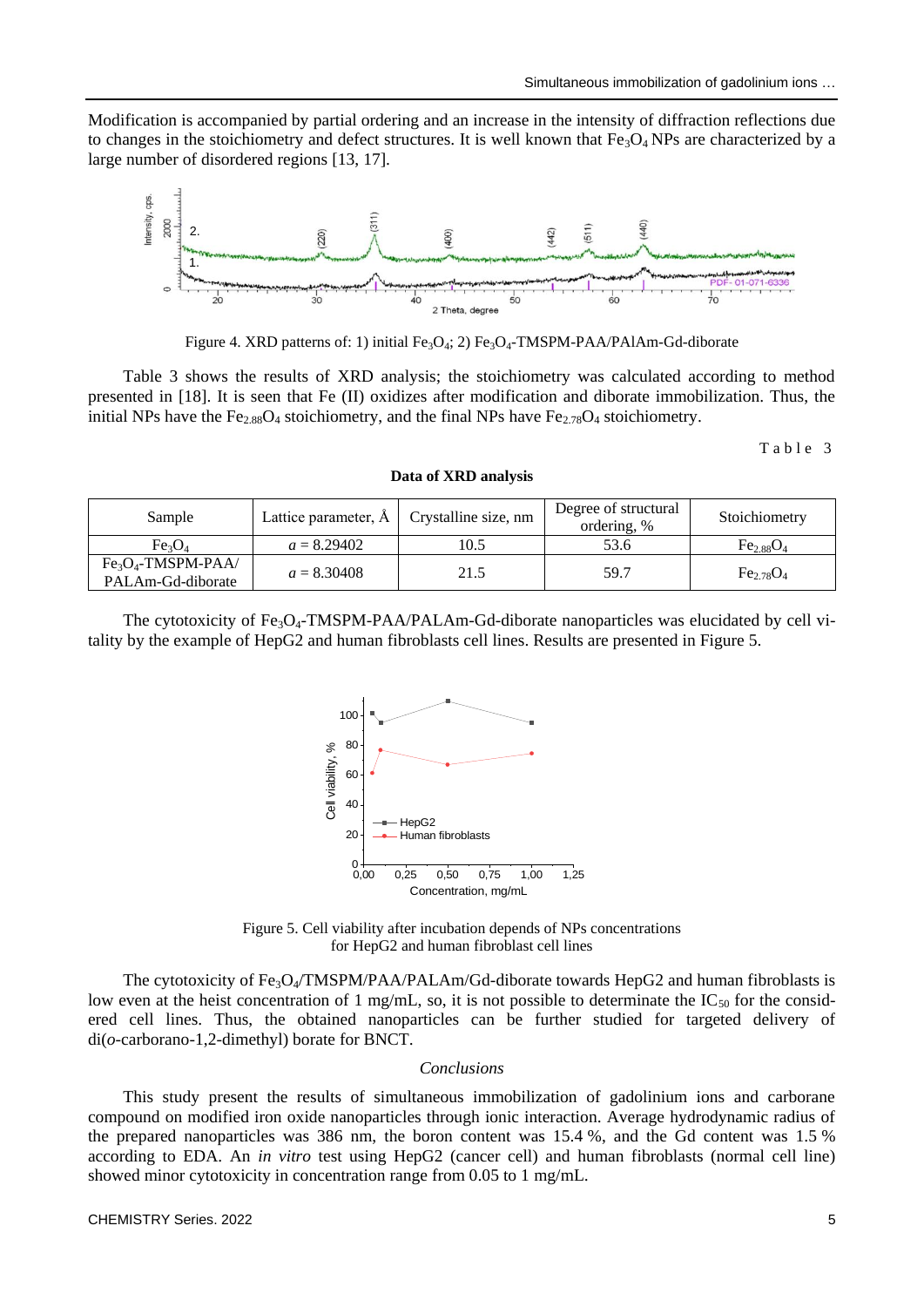Modification is accompanied by partial ordering and an increase in the intensity of diffraction reflections due to changes in the stoichiometry and defect structures. It is well known that $Fe_3O_4$ NPs are characterized by a large number of disordered regions [13, 17].

Figure 4. XRD patterns of: 1) initial $Fe_3O_4$; 2) $Fe_3O_4$-TMSPM-PAA/PAlAm-Gd-diborate

Table 3 shows the results of XRD analysis; the stoichiometry was calculated according to method presented in [18]. It is seen that Fe (II) oxidizes after modification and diborate immobilization. Thus, the initial NPs have the $Fe_{2.88}O_4$ stoichiometry, and the final NPs have $Fe_{2.78}O_4$ stoichiometry.

Table 3

**Data of XRD analysis**

| Sample | Lattice parameter, Å | Crystalline size, nm | Degree of structural ordering, % | Stoichiometry |
|---|---|---|---|---|
| $Fe_3O_4$ | *a* = 8.29402 | 10.5 | 53.6 | $Fe_{2.88}O_4$ |
| $Fe_3O_4$-TMSPM-PAA/PALAm-Gd-diborate | *a* = 8.30408 | 21.5 | 59.7 | $Fe_{2.78}O_4$ |

The cytotoxicity of $Fe_3O_4$-TMSPM-PAA/PALAm-Gd-diborate nanoparticles was elucidated by cell vitality by the example of HepG2 and human fibroblasts cell lines. Results are presented in Figure 5.

Figure 5. Cell viability after incubation depends of NPs concentrations for HepG2 and human fibroblast cell lines

The cytotoxicity of $Fe_3O_4$/TMSPM/PAA/PALAm/Gd-diborate towards HepG2 and human fibroblasts is low even at the heist concentration of 1 mg/mL, so, it is not possible to determinate the $IC_{50}$ for the considered cell lines. Thus, the obtained nanoparticles can be further studied for targeted delivery of di(*o*-carborano-1,2-dimethyl) borate for BNCT.

### *Conclusions*

This study present the results of simultaneous immobilization of gadolinium ions and carborane compound on modified iron oxide nanoparticles through ionic interaction. Average hydrodynamic radius of the prepared nanoparticles was 386 nm, the boron content was 15.4 %, and the Gd content was 1.5 % according to EDA. An *in vitro* test using HepG2 (cancer cell) and human fibroblasts (normal cell line) showed minor cytotoxicity in concentration range from 0.05 to 1 mg/mL.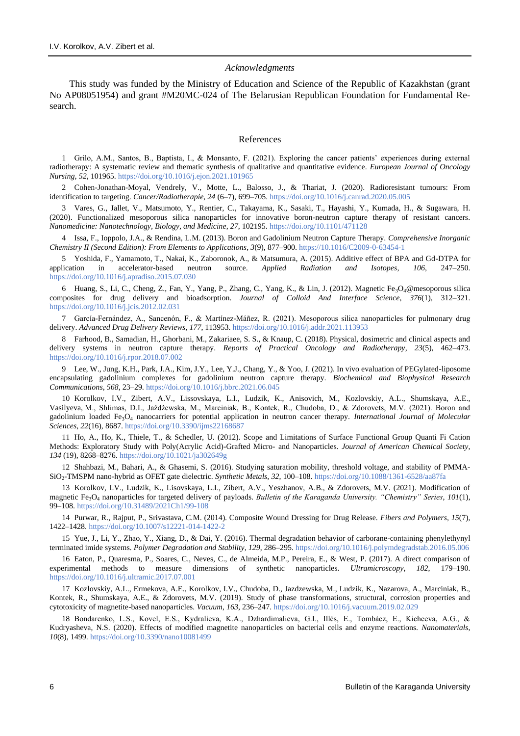*Acknowledgments*

This study was funded by the Ministry of Education and Science of the Republic of Kazakhstan (grant No AP08051954) and grant #M20MC-024 of The Belarusian Republican Foundation for Fundamental Research.

## References

1 Grilo, A.M., Santos, B., Baptista, I., & Monsanto, F. (2021). Exploring the cancer patients' experiences during external radiotherapy: A systematic review and thematic synthesis of qualitative and quantitative evidence. *European Journal of Oncology Nursing*, *52*, 101965. https://doi.org/10.1016/j.ejon.2021.101965

2 Cohen-Jonathan-Moyal, Vendrely, V., Motte, L., Balosso, J., & Thariat, J. (2020). Radioresistant tumours: From identification to targeting. *Cancer/Radiotherapie*, *24* (6–7), 699–705. https://doi.org/10.1016/j.canrad.2020.05.005

3 Vares, G., Jallet, V., Matsumoto, Y., Rentier, C., Takayama, K., Sasaki, T., Hayashi, Y., Kumada, H., & Sugawara, H. (2020). Functionalized mesoporous silica nanoparticles for innovative boron-neutron capture therapy of resistant cancers. *Nanomedicine: Nanotechnology, Biology, and Medicine*, *27*, 102195. https://doi.org/10.1101/471128

4 Issa, F., Ioppolo, J.A., & Rendina, L.M. (2013). Boron and Gadolinium Neutron Capture Therapy. *Comprehensive Inorganic Chemistry II (Second Edition): From Elements to Applications*, *3*(9), 877–900. https://10.1016/C2009-0-63454-1

5 Yoshida, F., Yamamoto, T., Nakai, K., Zaboronok, A., & Matsumura, A. (2015). Additive effect of BPA and Gd-DTPA for application in accelerator-based neutron source. *Applied Radiation and Isotopes*, *106*, 247–250. https://doi.org/10.1016/j.apradiso.2015.07.030

6 Huang, S., Li, C., Cheng, Z., Fan, Y., Yang, P., Zhang, C., Yang, K., & Lin, J. (2012). Magnetic $Fe_3O_4$@mesoporous silica composites for drug delivery and bioadsorption. *Journal of Colloid And Interface Science*, *376*(1), 312–321. https://doi.org/10.1016/j.jcis.2012.02.031

7 García-Fernández, A., Sancenón, F., & Martínez-Máñez, R. (2021). Mesoporous silica nanoparticles for pulmonary drug delivery. *Advanced Drug Delivery Reviews*, *177*, 113953. https://doi.org/10.1016/j.addr.2021.113953

8 Farhood, B., Samadian, H., Ghorbani, M., Zakariaee, S. S., & Knaup, C. (2018). Physical, dosimetric and clinical aspects and delivery systems in neutron capture therapy. *Reports of Practical Oncology and Radiotherapy*, *23*(5), 462–473. https://doi.org/10.1016/j.rpor.2018.07.002

9 Lee, W., Jung, K.H., Park, J.A., Kim, J.Y., Lee, Y.J., Chang, Y., & Yoo, J. (2021). In vivo evaluation of PEGylated-liposome encapsulating gadolinium complexes for gadolinium neutron capture therapy. *Biochemical and Biophysical Research Communications*, *568*, 23–29. https://doi.org/10.1016/j.bbrc.2021.06.045

10 Korolkov, I.V., Zibert, A.V., Lissovskaya, L.I., Ludzik, K., Anisovich, M., Kozlovskiy, A.L., Shumskaya, A.E., Vasilyeva, M., Shlimas, D.I., Jażdżewska, M., Marciniak, B., Kontek, R., Chudoba, D., & Zdorovets, M.V. (2021). Boron and gadolinium loaded $Fe_3O_4$ nanocarriers for potential application in neutron cancer therapy. *International Journal of Molecular Sciences*, *22*(16), 8687. https://doi.org/10.3390/ijms22168687

11 Ho, A., Ho, K., Thiele, T., & Schedler, U. (2012). Scope and Limitations of Surface Functional Group Quanti Fi Cation Methods: Exploratory Study with Poly(Acrylic Acid)-Grafted Micro- and Nanoparticles. *Journal of American Chemical Society*, *134* (19), 8268–8276. https://doi.org/10.1021/ja302649g

12 Shahbazi, M., Bahari, A., & Ghasemi, S. (2016). Studying saturation mobility, threshold voltage, and stability of PMMA-$SiO_2$-TMSPM nano-hybrid as OFET gate dielectric. *Synthetic Metals*, *32*, 100–108. https://doi.org/10.1088/1361-6528/aa87fa

13 Korolkov, I.V., Ludzik, K., Lisovskaya, L.I., Zibert, A.V., Yeszhanov, A.B., & Zdorovets, M.V. (2021). Modification of magnetic $Fe_3O_4$ nanoparticles for targeted delivery of payloads. *Bulletin of the Karaganda University. "Chemistry" Series*, *101*(1), 99–108. https://doi.org/10.31489/2021Ch1/99-108

14 Purwar, R., Rajput, P., Srivastava, C.M. (2014). Composite Wound Dressing for Drug Release. *Fibers and Polymers*, *15*(7), 1422–1428. https://doi.org/10.1007/s12221-014-1422-2

15 Yue, J., Li, Y., Zhao, Y., Xiang, D., & Dai, Y. (2016). Thermal degradation behavior of carborane-containing phenylethynyl terminated imide systems. *Polymer Degradation and Stability*, *129*, 286–295. https://doi.org/10.1016/j.polymdegradstab.2016.05.006

16 Eaton, P., Quaresma, P., Soares, C., Neves, C., de Almeida, M.P., Pereira, E., & West, P. (2017). A direct comparison of experimental methods to measure dimensions of synthetic nanoparticles. *Ultramicroscopy*, *182*, 179–190. https://doi.org/10.1016/j.ultramic.2017.07.001

17 Kozlovskiy, A.L., Ermekova, A.E., Korolkov, I.V., Chudoba, D., Jazdzewska, M., Ludzik, K., Nazarova, A., Marciniak, B., Kontek, R., Shumskaya, A.E., & Zdorovets, M.V. (2019). Study of phase transformations, structural, corrosion properties and cytotoxicity of magnetite-based nanoparticles. *Vacuum*, *163*, 236–247. https://doi.org/10.1016/j.vacuum.2019.02.029

18 Bondarenko, L.S., Kovel, E.S., Kydralieva, K.A., Dzhardimalieva, G.I., Illés, E., Tombácz, E., Kicheeva, A.G., & Kudryasheva, N.S. (2020). Effects of modified magnetite nanoparticles on bacterial cells and enzyme reactions. *Nanomaterials*, *10*(8), 1499. https://doi.org/10.3390/nano10081499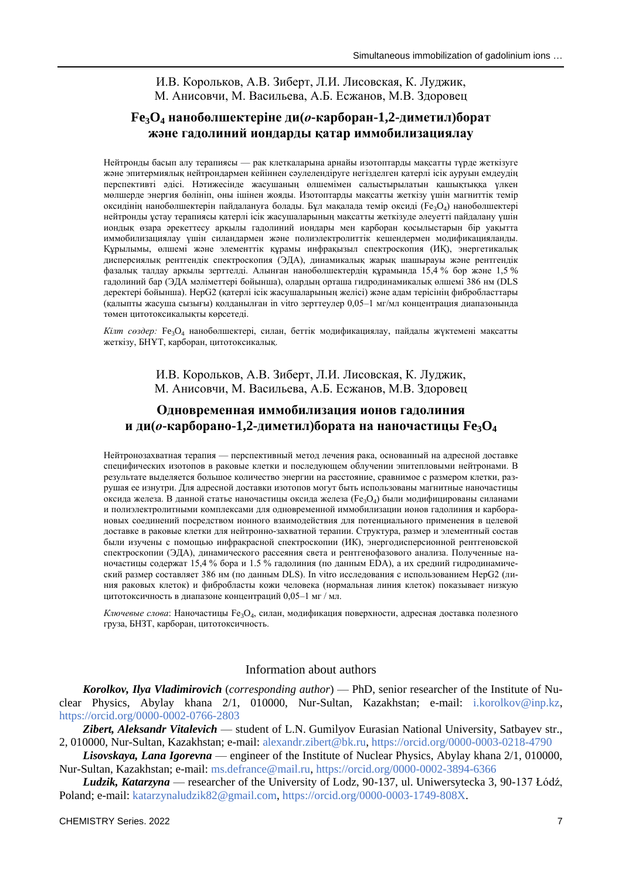И.В. Корольков, А.В. Зиберт, Л.И. Лисовская, К. Луджик, М. Анисовчи, М. Васильева, А.Б. Есжанов, М.В. Здоровец

## $Fe_3O_4$ нанобөлшектеріне ди(*о*-карборан-1,2-диметил)борат және гадолиний иондарды қатар иммобилизациялау

Нейтронды басып алу терапиясы — рак клеткаларына арнайы изотоптарды мақсатты түрде жеткізуге және эпитермиялық нейтрондармен кейіннен сәулелендіруге негізделген қатерлі ісік ауруын емдеудің перспективті әдісі. Нәтижесінде жасушаның өлшемімен салыстырылатын қашықтыққа үлкен мөлшерде энергия бөлініп, оны ішінен жояды. Изотоптарды мақсатты жеткізу үшін магниттік темір оксидінің нанобөлшектерін пайдалануға болады. Бұл мақалада темір оксиді ($Fe_3O_4$) нанобөлшектері нейтронды ұстау терапиясы қатерлі ісік жасушаларының мақсатты жеткізуде әлеуетті пайдалану үшін иондық өзара әрекеттесу арқылы гадолиний иондары мен карборан қосылыстарын бір уақытта иммобилизациялау үшін силандармен және полиэлектролиттік кешендермен модификацияланды. Құрылымы, өлшемі және элементтік құрамы инфрақызыл спектроскопия (ИҚ), энергетикалық дисперсиялық рентгендік спектроскопия (ЭДА), динамикалық жарық шашырауы және рентгендік фазалық талдау арқылы зерттелді. Алынған нанобөлшектердің құрамында 15,4 % бор және 1,5 % гадолиний бар (ЭДА мәліметтері бойынша), олардың орташа гидродинамикалық өлшемі 386 нм (DLS деректері бойынша). HepG2 (қатерлі ісік жасушаларының желісі) және адам терісінің фибробласттары (қалыпты жасуша сызығы) қолданылған in vitro зерттеулер 0,05–1 мг/мл концентрация диапазонында төмен цитотоксикалықты көрсетеді.

*Кілт сөздер:* $Fe_3O_4$ нанобөлшектері, силан, беттік модификациялау, пайдалы жүктемені мақсатты жеткізу, БНҰТ, карборан, цитотоксикалық.

И.В. Корольков, А.В. Зиберт, Л.И. Лисовская, К. Луджик, М. Анисовчи, М. Васильева, А.Б. Есжанов, М.В. Здоровец

## Одновременная иммобилизация ионов гадолиния и ди(*о*-карборано-1,2-диметил)бората на наночастицы $Fe_3O_4$

Нейтронозахватная терапия — перспективный метод лечения рака, основанный на адресной доставке специфических изотопов в раковые клетки и последующем облучении эпитепловыми нейтронами. В результате выделяется большое количество энергии на расстояние, сравнимое с размером клетки, разрушая ее изнутри. Для адресной доставки изотопов могут быть использованы магнитные наночастицы оксида железа. В данной статье наночастицы оксида железа ($Fe_3O_4$) были модифицированы силанами и полиэлектролитными комплексами для одновременной иммобилизации ионов гадолиния и карборановых соединений посредством ионного взаимодействия для потенциального применения в целевой доставке в раковые клетки для нейтронно-захватной терапии. Структура, размер и элементный состав были изучены с помощью инфракрасной спектроскопии (ИК), энергодисперсионной рентгеновской спектроскопии (ЭДА), динамического рассеяния света и рентгенофазового анализа. Полученные наночастицы содержат 15,4 % бора и 1.5 % гадолиния (по данным EDA), а их средний гидродинамический размер составляет 386 нм (по данным DLS). In vitro исследования с использованием HepG2 (линия раковых клеток) и фибробласты кожи человека (нормальная линия клеток) показывает низкую цитотоксичность в диапазоне концентраций 0,05–1 мг / мл.

*Ключевые слова*: Наночастицы $Fe_3O_4$, силан, модификация поверхности, адресная доставка полезного груза, БНЗТ, карборан, цитотоксичность.

## Information about authors

***Korolkov, Ilya Vladimirovich*** (*corresponding author*) — PhD, senior researcher of the Institute of Nuclear Physics, Abylay khana 2/1, 010000, Nur-Sultan, Kazakhstan; e-mail: i.korolkov@inp.kz, https://orcid.org/0000-0002-0766-2803

***Zibert, Aleksandr Vitalevich*** — student of L.N. Gumilyov Eurasian National University, Satbayev str., 2, 010000, Nur-Sultan, Kazakhstan; e-mail: alexandr.zibert@bk.ru, https://orcid.org/0000-0003-0218-4790

***Lisovskaya, Lana Igorevna*** — engineer of the Institute of Nuclear Physics, Abylay khana 2/1, 010000, Nur-Sultan, Kazakhstan; e-mail: ms.defrance@mail.ru, https://orcid.org/0000-0002-3894-6366

***Ludzik, Katarzyna*** — researcher of the University of Lodz, 90-137, ul. Uniwersytecka 3, 90-137 Łódź, Poland; e-mail: katarzynaludzik82@gmail.com, https://orcid.org/0000-0003-1749-808X.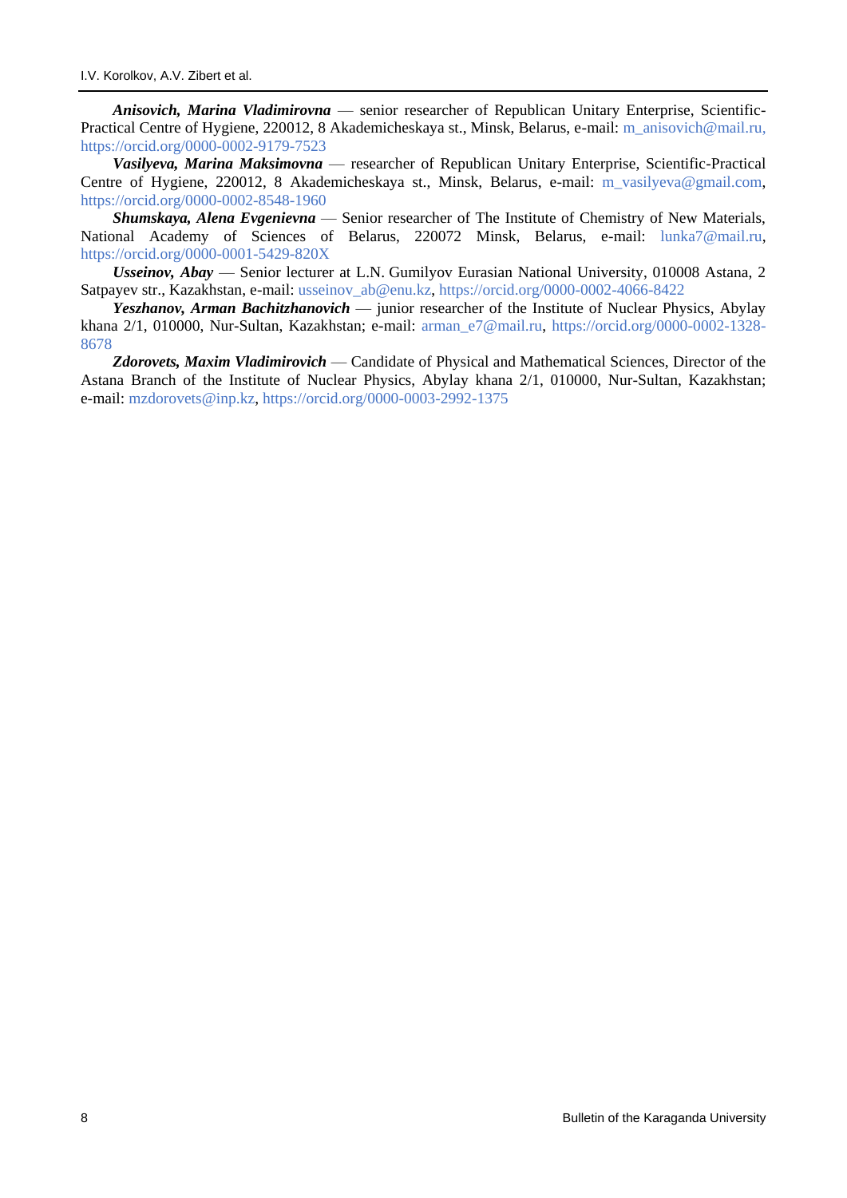***Anisovich, Marina Vladimirovna*** — senior researcher of Republican Unitary Enterprise, Scientific-Practical Centre of Hygiene, 220012, 8 Akademicheskaya st., Minsk, Belarus, e-mail: m_anisovich@mail.ru, https://orcid.org/0000-0002-9179-7523

***Vasilyeva, Marina Maksimovna*** — researcher of Republican Unitary Enterprise, Scientific-Practical Centre of Hygiene, 220012, 8 Akademicheskaya st., Minsk, Belarus, e-mail: m_vasilyeva@gmail.com, https://orcid.org/0000-0002-8548-1960

***Shumskaya, Alena Evgenievna*** — Senior researcher of The Institute of Chemistry of New Materials, National Academy of Sciences of Belarus, 220072 Minsk, Belarus, e-mail: lunka7@mail.ru, https://orcid.org/0000-0001-5429-820X

***Usseinov, Abay*** — Senior lecturer at L.N. Gumilyov Eurasian National University, 010008 Astana, 2 Satpayev str., Kazakhstan, e-mail: usseinov_ab@enu.kz, https://orcid.org/0000-0002-4066-8422

***Yeszhanov, Arman Bachitzhanovich*** — junior researcher of the Institute of Nuclear Physics, Abylay khana 2/1, 010000, Nur-Sultan, Kazakhstan; e-mail: arman_e7@mail.ru, https://orcid.org/0000-0002-1328-8678

***Zdorovets, Maxim Vladimirovich*** — Candidate of Physical and Mathematical Sciences, Director of the Astana Branch of the Institute of Nuclear Physics, Abylay khana 2/1, 010000, Nur-Sultan, Kazakhstan; e-mail: mzdorovets@inp.kz, https://orcid.org/0000-0003-2992-1375